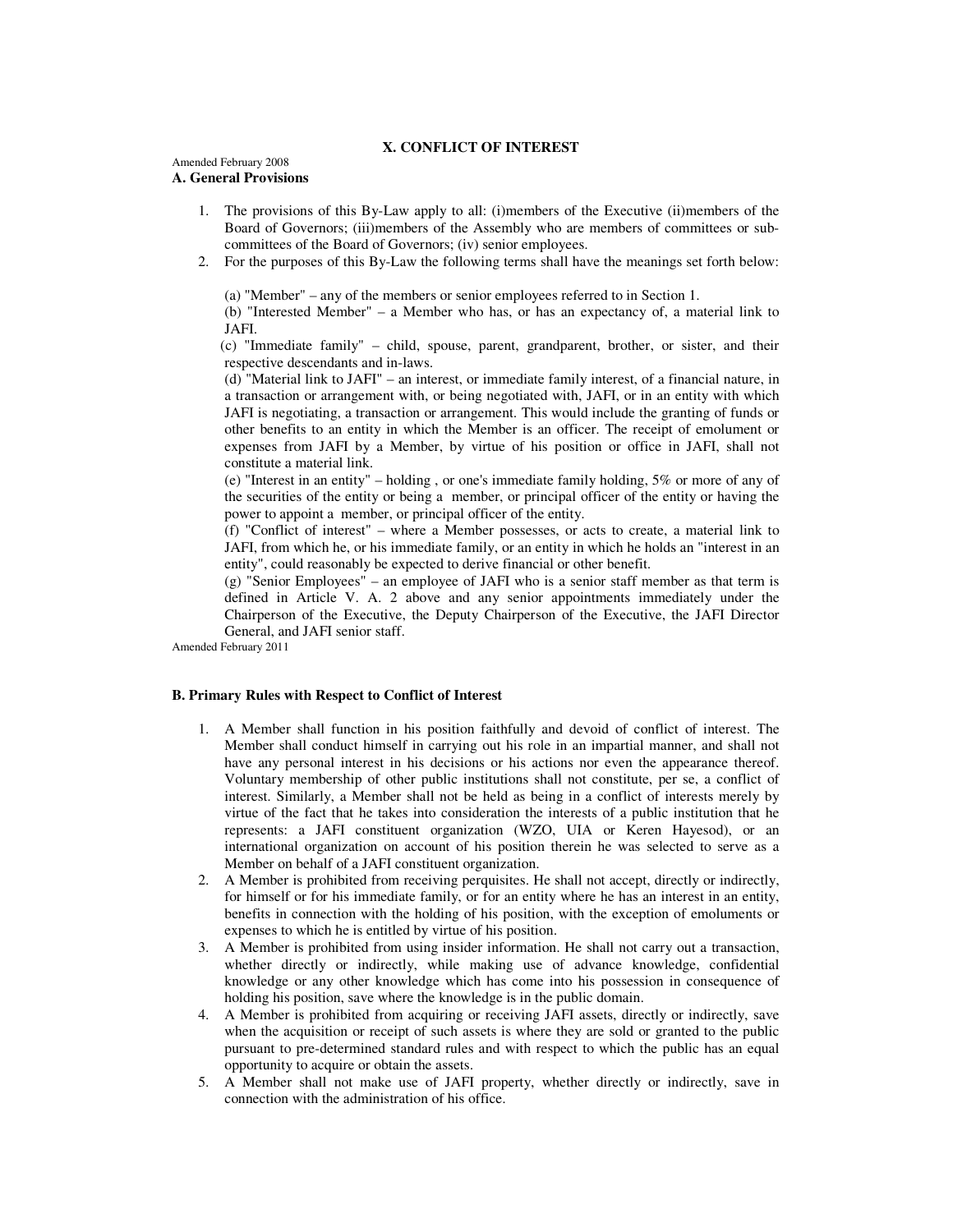# X. CONFLICT OF INTEREST

Amended February 2008

## A. General Provisions

1. The provisions of this By-Law apply to all: (i)members of the Executive (ii)members of the Board of Governors; (iii)members of the Assembly who are members of committees or sub-committees of the Board of Governors; (iv) senior employees.
2. For the purposes of this By-Law the following terms shall have the meanings set forth below:

   (a) "Member" – any of the members or senior employees referred to in Section 1.

   (b) "Interested Member" – a Member who has, or has an expectancy of, a material link to JAFI.

   (c) "Immediate family" – child, spouse, parent, grandparent, brother, or sister, and their respective descendants and in-laws.

   (d) "Material link to JAFI" – an interest, or immediate family interest, of a financial nature, in a transaction or arrangement with, or being negotiated with, JAFI, or in an entity with which JAFI is negotiating, a transaction or arrangement. This would include the granting of funds or other benefits to an entity in which the Member is an officer. The receipt of emolument or expenses from JAFI by a Member, by virtue of his position or office in JAFI, shall not constitute a material link.

   (e) "Interest in an entity" – holding , or one's immediate family holding, 5% or more of any of the securities of the entity or being a member, or principal officer of the entity or having the power to appoint a member, or principal officer of the entity.

   (f) "Conflict of interest" – where a Member possesses, or acts to create, a material link to JAFI, from which he, or his immediate family, or an entity in which he holds an "interest in an entity", could reasonably be expected to derive financial or other benefit.

   (g) "Senior Employees" – an employee of JAFI who is a senior staff member as that term is defined in Article V. A. 2 above and any senior appointments immediately under the Chairperson of the Executive, the Deputy Chairperson of the Executive, the JAFI Director General, and JAFI senior staff.

Amended February 2011

## B. Primary Rules with Respect to Conflict of Interest

1. A Member shall function in his position faithfully and devoid of conflict of interest. The Member shall conduct himself in carrying out his role in an impartial manner, and shall not have any personal interest in his decisions or his actions nor even the appearance thereof. Voluntary membership of other public institutions shall not constitute, per se, a conflict of interest. Similarly, a Member shall not be held as being in a conflict of interests merely by virtue of the fact that he takes into consideration the interests of a public institution that he represents: a JAFI constituent organization (WZO, UIA or Keren Hayesod), or an international organization on account of his position therein he was selected to serve as a Member on behalf of a JAFI constituent organization.
2. A Member is prohibited from receiving perquisites. He shall not accept, directly or indirectly, for himself or for his immediate family, or for an entity where he has an interest in an entity, benefits in connection with the holding of his position, with the exception of emoluments or expenses to which he is entitled by virtue of his position.
3. A Member is prohibited from using insider information. He shall not carry out a transaction, whether directly or indirectly, while making use of advance knowledge, confidential knowledge or any other knowledge which has come into his possession in consequence of holding his position, save where the knowledge is in the public domain.
4. A Member is prohibited from acquiring or receiving JAFI assets, directly or indirectly, save when the acquisition or receipt of such assets is where they are sold or granted to the public pursuant to pre-determined standard rules and with respect to which the public has an equal opportunity to acquire or obtain the assets.
5. A Member shall not make use of JAFI property, whether directly or indirectly, save in connection with the administration of his office.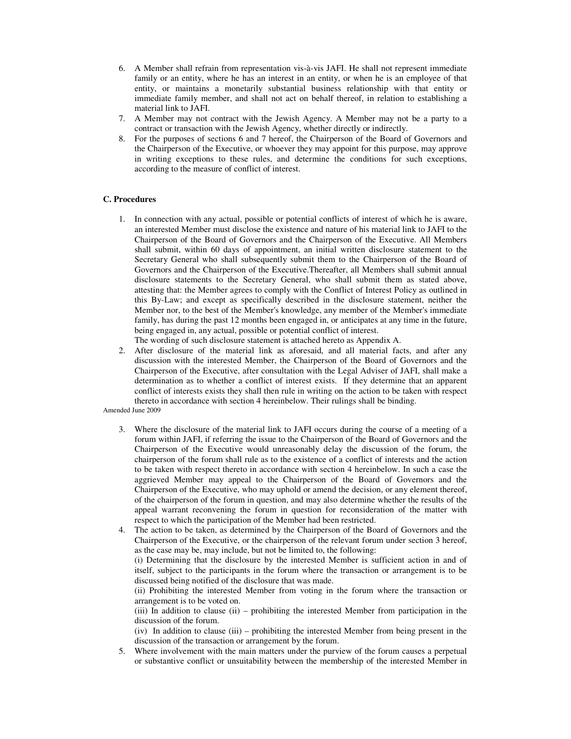6. A Member shall refrain from representation vis-à-vis JAFI. He shall not represent immediate family or an entity, where he has an interest in an entity, or when he is an employee of that entity, or maintains a monetarily substantial business relationship with that entity or immediate family member, and shall not act on behalf thereof, in relation to establishing a material link to JAFI.
7. A Member may not contract with the Jewish Agency. A Member may not be a party to a contract or transaction with the Jewish Agency, whether directly or indirectly.
8. For the purposes of sections 6 and 7 hereof, the Chairperson of the Board of Governors and the Chairperson of the Executive, or whoever they may appoint for this purpose, may approve in writing exceptions to these rules, and determine the conditions for such exceptions, according to the measure of conflict of interest.

**C. Procedures**

1. In connection with any actual, possible or potential conflicts of interest of which he is aware, an interested Member must disclose the existence and nature of his material link to JAFI to the Chairperson of the Board of Governors and the Chairperson of the Executive. All Members shall submit, within 60 days of appointment, an initial written disclosure statement to the Secretary General who shall subsequently submit them to the Chairperson of the Board of Governors and the Chairperson of the Executive.Thereafter, all Members shall submit annual disclosure statements to the Secretary General, who shall submit them as stated above, attesting that: the Member agrees to comply with the Conflict of Interest Policy as outlined in this By-Law; and except as specifically described in the disclosure statement, neither the Member nor, to the best of the Member's knowledge, any member of the Member's immediate family, has during the past 12 months been engaged in, or anticipates at any time in the future, being engaged in, any actual, possible or potential conflict of interest.
   The wording of such disclosure statement is attached hereto as Appendix A.
2. After disclosure of the material link as aforesaid, and all material facts, and after any discussion with the interested Member, the Chairperson of the Board of Governors and the Chairperson of the Executive, after consultation with the Legal Adviser of JAFI, shall make a determination as to whether a conflict of interest exists. If they determine that an apparent conflict of interests exists they shall then rule in writing on the action to be taken with respect thereto in accordance with section 4 hereinbelow. Their rulings shall be binding.

Amended June 2009

3. Where the disclosure of the material link to JAFI occurs during the course of a meeting of a forum within JAFI, if referring the issue to the Chairperson of the Board of Governors and the Chairperson of the Executive would unreasonably delay the discussion of the forum, the chairperson of the forum shall rule as to the existence of a conflict of interests and the action to be taken with respect thereto in accordance with section 4 hereinbelow. In such a case the aggrieved Member may appeal to the Chairperson of the Board of Governors and the Chairperson of the Executive, who may uphold or amend the decision, or any element thereof, of the chairperson of the forum in question, and may also determine whether the results of the appeal warrant reconvening the forum in question for reconsideration of the matter with respect to which the participation of the Member had been restricted.
4. The action to be taken, as determined by the Chairperson of the Board of Governors and the Chairperson of the Executive, or the chairperson of the relevant forum under section 3 hereof, as the case may be, may include, but not be limited to, the following:
   (i) Determining that the disclosure by the interested Member is sufficient action in and of itself, subject to the participants in the forum where the transaction or arrangement is to be discussed being notified of the disclosure that was made.
   (ii) Prohibiting the interested Member from voting in the forum where the transaction or arrangement is to be voted on.
   (iii) In addition to clause (ii) – prohibiting the interested Member from participation in the discussion of the forum.
   (iv) In addition to clause (iii) – prohibiting the interested Member from being present in the discussion of the transaction or arrangement by the forum.
5. Where involvement with the main matters under the purview of the forum causes a perpetual or substantive conflict or unsuitability between the membership of the interested Member in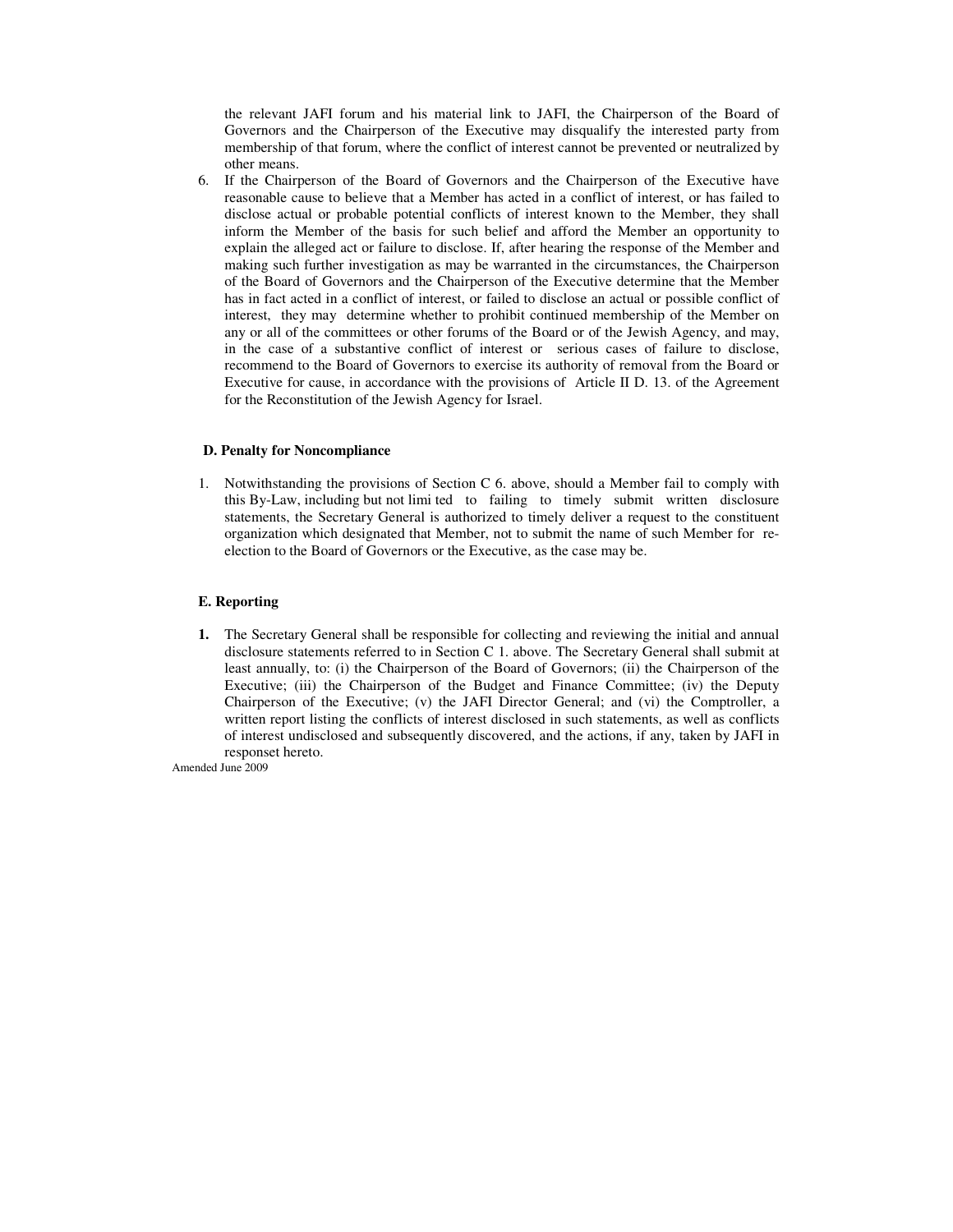the relevant JAFI forum and his material link to JAFI, the Chairperson of the Board of Governors and the Chairperson of the Executive may disqualify the interested party from membership of that forum, where the conflict of interest cannot be prevented or neutralized by other means.

6. If the Chairperson of the Board of Governors and the Chairperson of the Executive have reasonable cause to believe that a Member has acted in a conflict of interest, or has failed to disclose actual or probable potential conflicts of interest known to the Member, they shall inform the Member of the basis for such belief and afford the Member an opportunity to explain the alleged act or failure to disclose. If, after hearing the response of the Member and making such further investigation as may be warranted in the circumstances, the Chairperson of the Board of Governors and the Chairperson of the Executive determine that the Member has in fact acted in a conflict of interest, or failed to disclose an actual or possible conflict of interest, they may determine whether to prohibit continued membership of the Member on any or all of the committees or other forums of the Board or of the Jewish Agency, and may, in the case of a substantive conflict of interest or serious cases of failure to disclose, recommend to the Board of Governors to exercise its authority of removal from the Board or Executive for cause, in accordance with the provisions of Article II D. 13. of the Agreement for the Reconstitution of the Jewish Agency for Israel.

**D. Penalty for Noncompliance**

1. Notwithstanding the provisions of Section C 6. above, should a Member fail to comply with this By-Law, including but not limi ted to failing to timely submit written disclosure statements, the Secretary General is authorized to timely deliver a request to the constituent organization which designated that Member, not to submit the name of such Member for re-election to the Board of Governors or the Executive, as the case may be.

**E. Reporting**

1. The Secretary General shall be responsible for collecting and reviewing the initial and annual disclosure statements referred to in Section C 1. above. The Secretary General shall submit at least annually, to: (i) the Chairperson of the Board of Governors; (ii) the Chairperson of the Executive; (iii) the Chairperson of the Budget and Finance Committee; (iv) the Deputy Chairperson of the Executive; (v) the JAFI Director General; and (vi) the Comptroller, a written report listing the conflicts of interest disclosed in such statements, as well as conflicts of interest undisclosed and subsequently discovered, and the actions, if any, taken by JAFI in responset hereto.

Amended June 2009